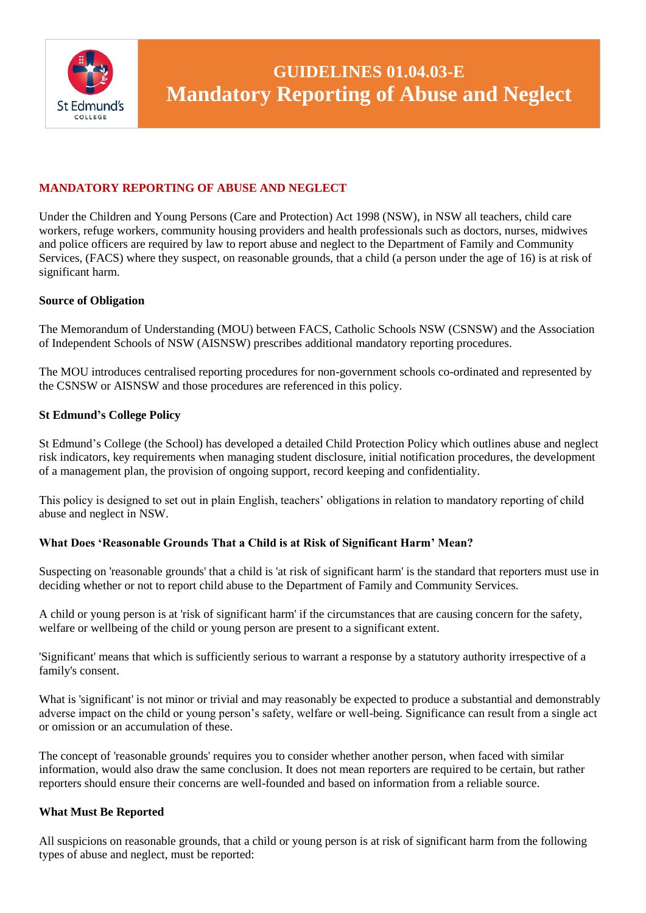# GUIDELINES 01.04.03-E
# Mandatory Reporting of Abuse and Neglect

## MANDATORY REPORTING OF ABUSE AND NEGLECT

Under the Children and Young Persons (Care and Protection) Act 1998 (NSW), in NSW all teachers, child care workers, refuge workers, community housing providers and health professionals such as doctors, nurses, midwives and police officers are required by law to report abuse and neglect to the Department of Family and Community Services, (FACS) where they suspect, on reasonable grounds, that a child (a person under the age of 16) is at risk of significant harm.

### Source of Obligation

The Memorandum of Understanding (MOU) between FACS, Catholic Schools NSW (CSNSW) and the Association of Independent Schools of NSW (AISNSW) prescribes additional mandatory reporting procedures.

The MOU introduces centralised reporting procedures for non-government schools co-ordinated and represented by the CSNSW or AISNSW and those procedures are referenced in this policy.

### St Edmund's College Policy

St Edmund's College (the School) has developed a detailed Child Protection Policy which outlines abuse and neglect risk indicators, key requirements when managing student disclosure, initial notification procedures, the development of a management plan, the provision of ongoing support, record keeping and confidentiality.

This policy is designed to set out in plain English, teachers' obligations in relation to mandatory reporting of child abuse and neglect in NSW.

### What Does 'Reasonable Grounds That a Child is at Risk of Significant Harm' Mean?

Suspecting on 'reasonable grounds' that a child is 'at risk of significant harm' is the standard that reporters must use in deciding whether or not to report child abuse to the Department of Family and Community Services.

A child or young person is at 'risk of significant harm' if the circumstances that are causing concern for the safety, welfare or wellbeing of the child or young person are present to a significant extent.

'Significant' means that which is sufficiently serious to warrant a response by a statutory authority irrespective of a family's consent.

What is 'significant' is not minor or trivial and may reasonably be expected to produce a substantial and demonstrably adverse impact on the child or young person's safety, welfare or well-being. Significance can result from a single act or omission or an accumulation of these.

The concept of 'reasonable grounds' requires you to consider whether another person, when faced with similar information, would also draw the same conclusion. It does not mean reporters are required to be certain, but rather reporters should ensure their concerns are well-founded and based on information from a reliable source.

### What Must Be Reported

All suspicions on reasonable grounds, that a child or young person is at risk of significant harm from the following types of abuse and neglect, must be reported: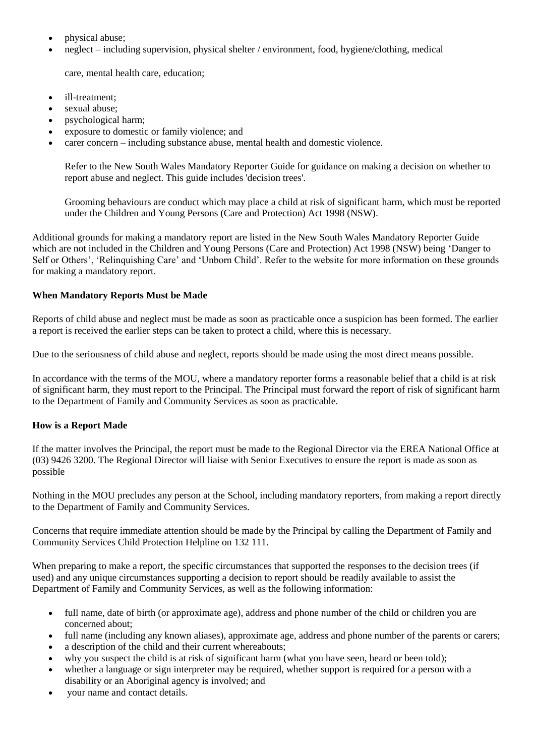- physical abuse;
- neglect – including supervision, physical shelter / environment, food, hygiene/clothing, medical care, mental health care, education;
- ill-treatment;
- sexual abuse;
- psychological harm;
- exposure to domestic or family violence; and
- carer concern – including substance abuse, mental health and domestic violence.

  Refer to the New South Wales Mandatory Reporter Guide for guidance on making a decision on whether to report abuse and neglect. This guide includes 'decision trees'.

  Grooming behaviours are conduct which may place a child at risk of significant harm, which must be reported under the Children and Young Persons (Care and Protection) Act 1998 (NSW).

Additional grounds for making a mandatory report are listed in the New South Wales Mandatory Reporter Guide which are not included in the Children and Young Persons (Care and Protection) Act 1998 (NSW) being 'Danger to Self or Others', 'Relinquishing Care' and 'Unborn Child'. Refer to the website for more information on these grounds for making a mandatory report.

**When Mandatory Reports Must be Made**

Reports of child abuse and neglect must be made as soon as practicable once a suspicion has been formed. The earlier a report is received the earlier steps can be taken to protect a child, where this is necessary.

Due to the seriousness of child abuse and neglect, reports should be made using the most direct means possible.

In accordance with the terms of the MOU, where a mandatory reporter forms a reasonable belief that a child is at risk of significant harm, they must report to the Principal. The Principal must forward the report of risk of significant harm to the Department of Family and Community Services as soon as practicable.

**How is a Report Made**

If the matter involves the Principal, the report must be made to the Regional Director via the EREA National Office at (03) 9426 3200. The Regional Director will liaise with Senior Executives to ensure the report is made as soon as possible

Nothing in the MOU precludes any person at the School, including mandatory reporters, from making a report directly to the Department of Family and Community Services.

Concerns that require immediate attention should be made by the Principal by calling the Department of Family and Community Services Child Protection Helpline on 132 111.

When preparing to make a report, the specific circumstances that supported the responses to the decision trees (if used) and any unique circumstances supporting a decision to report should be readily available to assist the Department of Family and Community Services, as well as the following information:

- full name, date of birth (or approximate age), address and phone number of the child or children you are concerned about;
- full name (including any known aliases), approximate age, address and phone number of the parents or carers;
- a description of the child and their current whereabouts;
- why you suspect the child is at risk of significant harm (what you have seen, heard or been told);
- whether a language or sign interpreter may be required, whether support is required for a person with a disability or an Aboriginal agency is involved; and
- your name and contact details.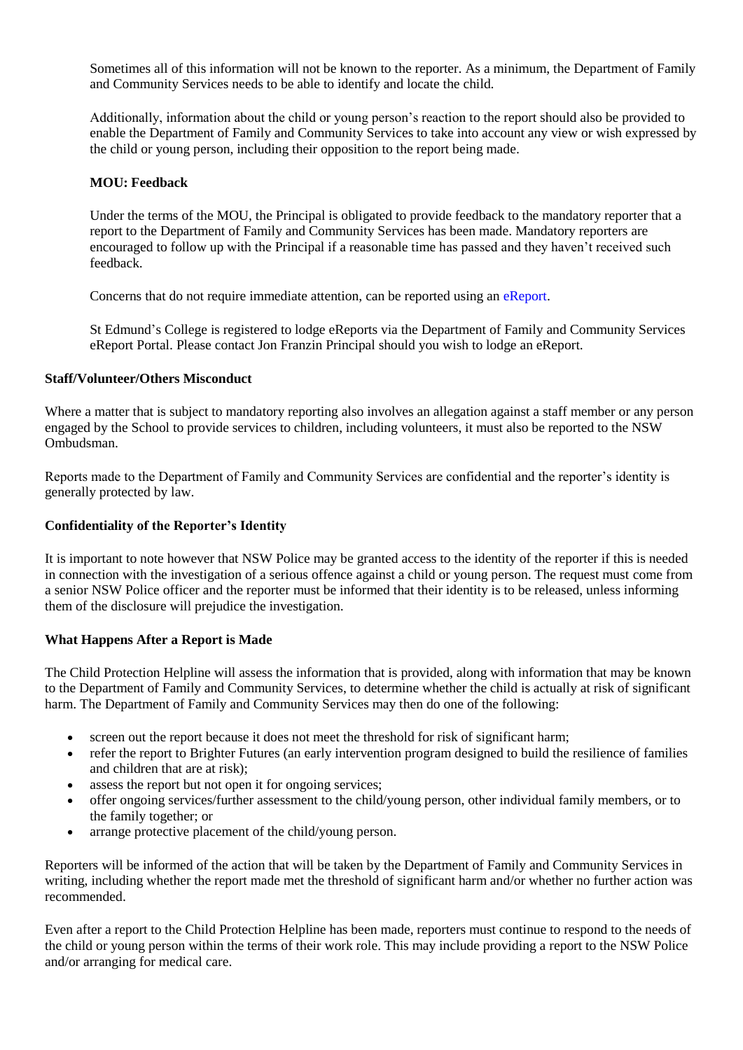Sometimes all of this information will not be known to the reporter. As a minimum, the Department of Family and Community Services needs to be able to identify and locate the child.

Additionally, information about the child or young person's reaction to the report should also be provided to enable the Department of Family and Community Services to take into account any view or wish expressed by the child or young person, including their opposition to the report being made.

**MOU: Feedback**

Under the terms of the MOU, the Principal is obligated to provide feedback to the mandatory reporter that a report to the Department of Family and Community Services has been made. Mandatory reporters are encouraged to follow up with the Principal if a reasonable time has passed and they haven't received such feedback.

Concerns that do not require immediate attention, can be reported using an eReport.

St Edmund's College is registered to lodge eReports via the Department of Family and Community Services eReport Portal. Please contact Jon Franzin Principal should you wish to lodge an eReport.

**Staff/Volunteer/Others Misconduct**

Where a matter that is subject to mandatory reporting also involves an allegation against a staff member or any person engaged by the School to provide services to children, including volunteers, it must also be reported to the NSW Ombudsman.

Reports made to the Department of Family and Community Services are confidential and the reporter's identity is generally protected by law.

**Confidentiality of the Reporter's Identity**

It is important to note however that NSW Police may be granted access to the identity of the reporter if this is needed in connection with the investigation of a serious offence against a child or young person. The request must come from a senior NSW Police officer and the reporter must be informed that their identity is to be released, unless informing them of the disclosure will prejudice the investigation.

**What Happens After a Report is Made**

The Child Protection Helpline will assess the information that is provided, along with information that may be known to the Department of Family and Community Services, to determine whether the child is actually at risk of significant harm. The Department of Family and Community Services may then do one of the following:

- screen out the report because it does not meet the threshold for risk of significant harm;
- refer the report to Brighter Futures (an early intervention program designed to build the resilience of families and children that are at risk);
- assess the report but not open it for ongoing services;
- offer ongoing services/further assessment to the child/young person, other individual family members, or to the family together; or
- arrange protective placement of the child/young person.

Reporters will be informed of the action that will be taken by the Department of Family and Community Services in writing, including whether the report made met the threshold of significant harm and/or whether no further action was recommended.

Even after a report to the Child Protection Helpline has been made, reporters must continue to respond to the needs of the child or young person within the terms of their work role. This may include providing a report to the NSW Police and/or arranging for medical care.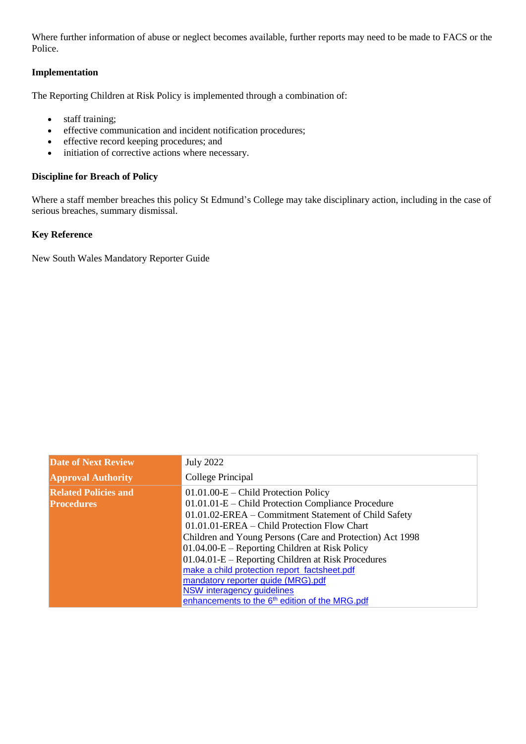Where further information of abuse or neglect becomes available, further reports may need to be made to FACS or the Police.

**Implementation**

The Reporting Children at Risk Policy is implemented through a combination of:

- staff training;
- effective communication and incident notification procedures;
- effective record keeping procedures; and
- initiation of corrective actions where necessary.

**Discipline for Breach of Policy**

Where a staff member breaches this policy St Edmund's College may take disciplinary action, including in the case of serious breaches, summary dismissal.

**Key Reference**

New South Wales Mandatory Reporter Guide

| | |
|---|---|
| **Date of Next Review** | July 2022 |
| **Approval Authority** | College Principal |
| **Related Policies and Procedures** | 01.01.00-E – Child Protection Policy<br>01.01.01-E – Child Protection Compliance Procedure<br>01.01.02-EREA – Commitment Statement of Child Safety<br>01.01.01-EREA – Child Protection Flow Chart<br>Children and Young Persons (Care and Protection) Act 1998<br>01.04.00-E – Reporting Children at Risk Policy<br>01.04.01-E – Reporting Children at Risk Procedures<br>make a child protection report_factsheet.pdf<br>mandatory reporter guide (MRG).pdf<br>NSW interagency guidelines<br>enhancements to the 6th edition of the MRG.pdf |